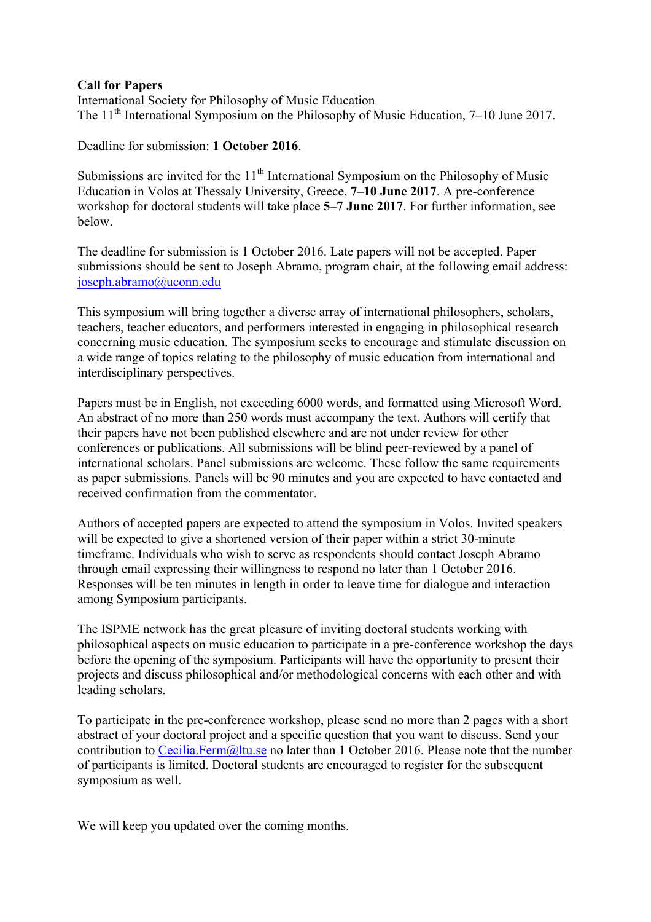**Call for Papers**
International Society for Philosophy of Music Education
The 11th International Symposium on the Philosophy of Music Education, 7–10 June 2017.

Deadline for submission: **1 October 2016**.

Submissions are invited for the 11th International Symposium on the Philosophy of Music Education in Volos at Thessaly University, Greece, **7–10 June 2017**. A pre-conference workshop for doctoral students will take place **5–7 June 2017**. For further information, see below.

The deadline for submission is 1 October 2016. Late papers will not be accepted. Paper submissions should be sent to Joseph Abramo, program chair, at the following email address: joseph.abramo@uconn.edu

This symposium will bring together a diverse array of international philosophers, scholars, teachers, teacher educators, and performers interested in engaging in philosophical research concerning music education. The symposium seeks to encourage and stimulate discussion on a wide range of topics relating to the philosophy of music education from international and interdisciplinary perspectives.

Papers must be in English, not exceeding 6000 words, and formatted using Microsoft Word. An abstract of no more than 250 words must accompany the text. Authors will certify that their papers have not been published elsewhere and are not under review for other conferences or publications. All submissions will be blind peer-reviewed by a panel of international scholars. Panel submissions are welcome. These follow the same requirements as paper submissions. Panels will be 90 minutes and you are expected to have contacted and received confirmation from the commentator.

Authors of accepted papers are expected to attend the symposium in Volos. Invited speakers will be expected to give a shortened version of their paper within a strict 30-minute timeframe. Individuals who wish to serve as respondents should contact Joseph Abramo through email expressing their willingness to respond no later than 1 October 2016. Responses will be ten minutes in length in order to leave time for dialogue and interaction among Symposium participants.

The ISPME network has the great pleasure of inviting doctoral students working with philosophical aspects on music education to participate in a pre-conference workshop the days before the opening of the symposium. Participants will have the opportunity to present their projects and discuss philosophical and/or methodological concerns with each other and with leading scholars.

To participate in the pre-conference workshop, please send no more than 2 pages with a short abstract of your doctoral project and a specific question that you want to discuss. Send your contribution to Cecilia.Ferm@ltu.se no later than 1 October 2016. Please note that the number of participants is limited. Doctoral students are encouraged to register for the subsequent symposium as well.

We will keep you updated over the coming months.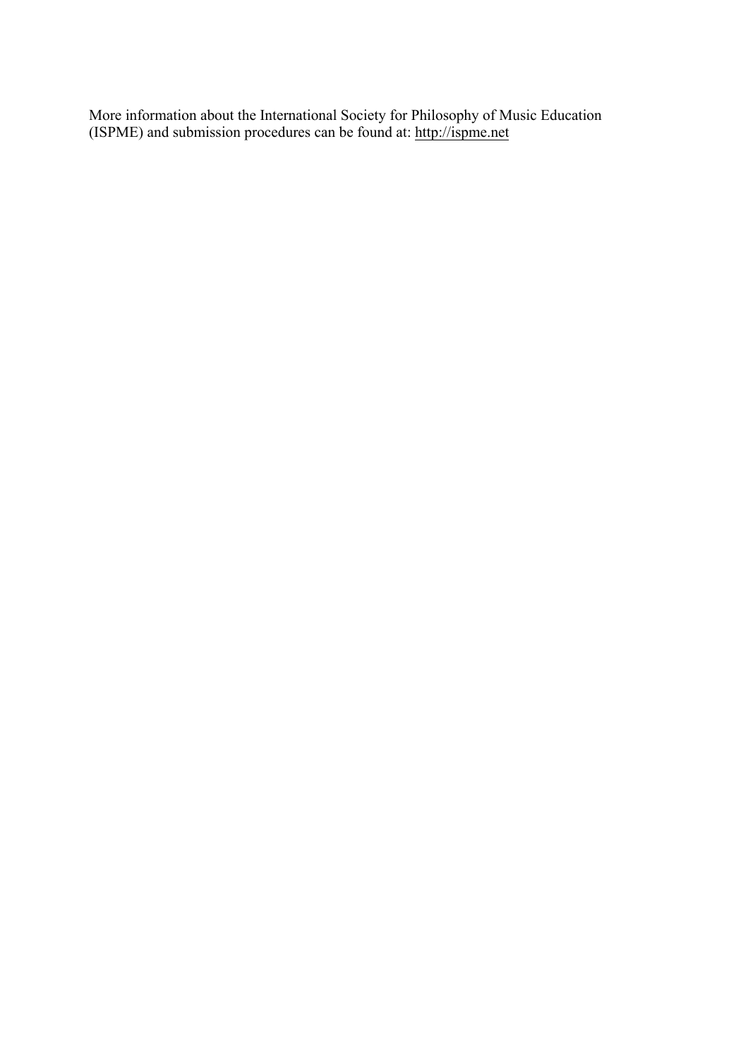More information about the International Society for Philosophy of Music Education (ISPME) and submission procedures can be found at: http://ispme.net